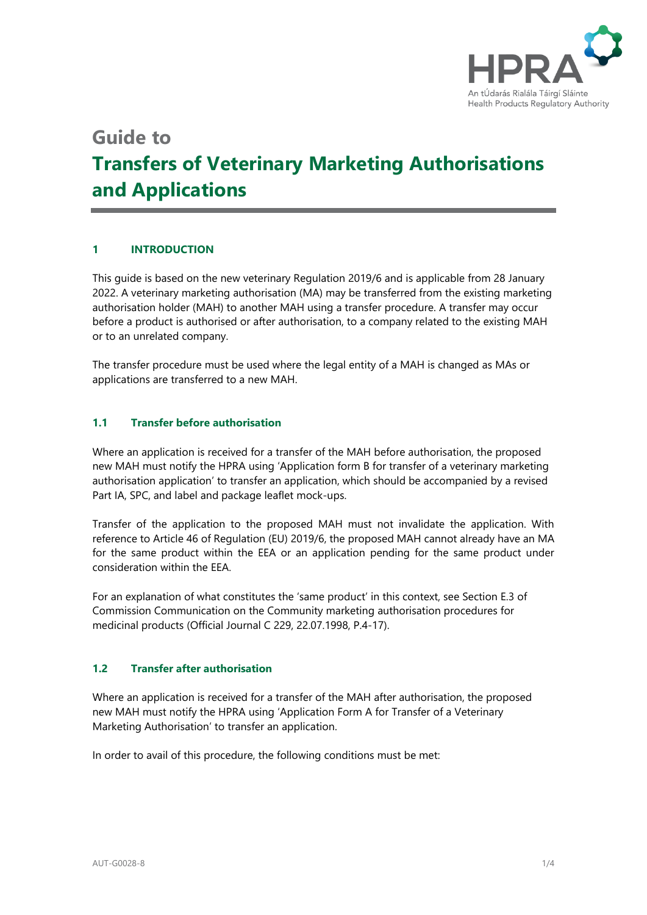# Guide to
# Transfers of Veterinary Marketing Authorisations and Applications

## 1 INTRODUCTION

This guide is based on the new veterinary Regulation 2019/6 and is applicable from 28 January 2022. A veterinary marketing authorisation (MA) may be transferred from the existing marketing authorisation holder (MAH) to another MAH using a transfer procedure. A transfer may occur before a product is authorised or after authorisation, to a company related to the existing MAH or to an unrelated company.

The transfer procedure must be used where the legal entity of a MAH is changed as MAs or applications are transferred to a new MAH.

### 1.1 Transfer before authorisation

Where an application is received for a transfer of the MAH before authorisation, the proposed new MAH must notify the HPRA using 'Application form B for transfer of a veterinary marketing authorisation application' to transfer an application, which should be accompanied by a revised Part IA, SPC, and label and package leaflet mock-ups.

Transfer of the application to the proposed MAH must not invalidate the application. With reference to Article 46 of Regulation (EU) 2019/6, the proposed MAH cannot already have an MA for the same product within the EEA or an application pending for the same product under consideration within the EEA.

For an explanation of what constitutes the 'same product' in this context, see Section E.3 of Commission Communication on the Community marketing authorisation procedures for medicinal products (Official Journal C 229, 22.07.1998, P.4-17).

### 1.2 Transfer after authorisation

Where an application is received for a transfer of the MAH after authorisation, the proposed new MAH must notify the HPRA using 'Application Form A for Transfer of a Veterinary Marketing Authorisation' to transfer an application.

In order to avail of this procedure, the following conditions must be met: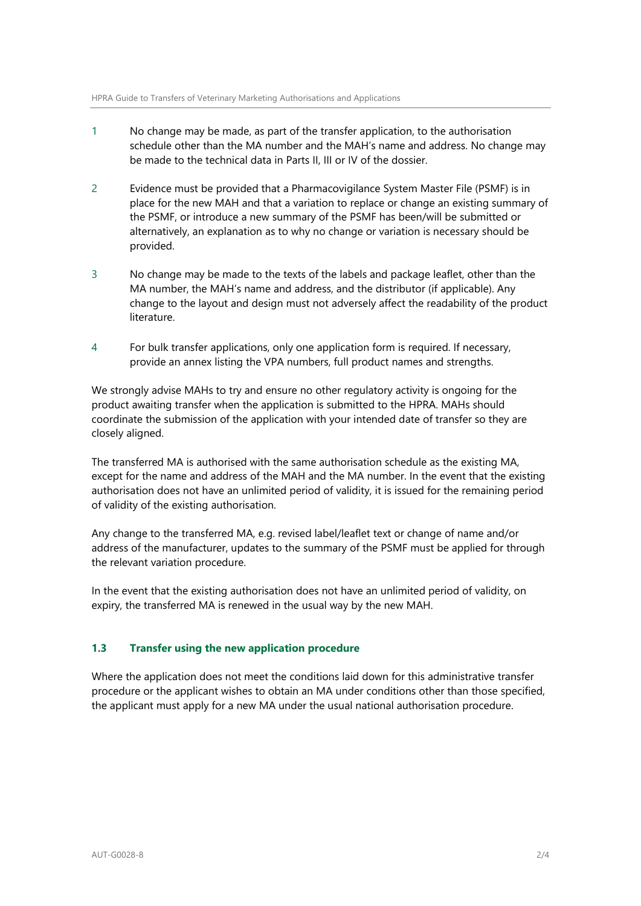1. No change may be made, as part of the transfer application, to the authorisation schedule other than the MA number and the MAH's name and address. No change may be made to the technical data in Parts II, III or IV of the dossier.

2. Evidence must be provided that a Pharmacovigilance System Master File (PSMF) is in place for the new MAH and that a variation to replace or change an existing summary of the PSMF, or introduce a new summary of the PSMF has been/will be submitted or alternatively, an explanation as to why no change or variation is necessary should be provided.

3. No change may be made to the texts of the labels and package leaflet, other than the MA number, the MAH's name and address, and the distributor (if applicable). Any change to the layout and design must not adversely affect the readability of the product literature.

4. For bulk transfer applications, only one application form is required. If necessary, provide an annex listing the VPA numbers, full product names and strengths.

We strongly advise MAHs to try and ensure no other regulatory activity is ongoing for the product awaiting transfer when the application is submitted to the HPRA. MAHs should coordinate the submission of the application with your intended date of transfer so they are closely aligned.

The transferred MA is authorised with the same authorisation schedule as the existing MA, except for the name and address of the MAH and the MA number. In the event that the existing authorisation does not have an unlimited period of validity, it is issued for the remaining period of validity of the existing authorisation.

Any change to the transferred MA, e.g. revised label/leaflet text or change of name and/or address of the manufacturer, updates to the summary of the PSMF must be applied for through the relevant variation procedure.

In the event that the existing authorisation does not have an unlimited period of validity, on expiry, the transferred MA is renewed in the usual way by the new MAH.

### 1.3 Transfer using the new application procedure

Where the application does not meet the conditions laid down for this administrative transfer procedure or the applicant wishes to obtain an MA under conditions other than those specified, the applicant must apply for a new MA under the usual national authorisation procedure.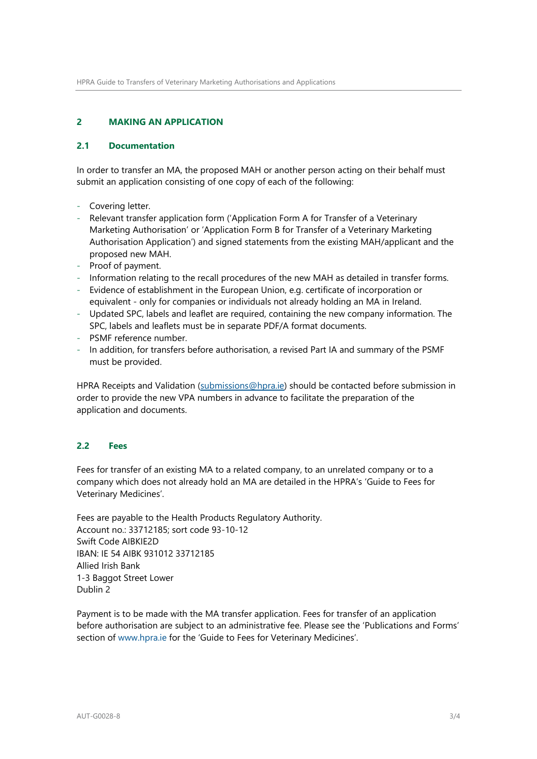## 2 MAKING AN APPLICATION

### 2.1 Documentation

In order to transfer an MA, the proposed MAH or another person acting on their behalf must submit an application consisting of one copy of each of the following:

- Covering letter.
- Relevant transfer application form ('Application Form A for Transfer of a Veterinary Marketing Authorisation' or 'Application Form B for Transfer of a Veterinary Marketing Authorisation Application') and signed statements from the existing MAH/applicant and the proposed new MAH.
- Proof of payment.
- Information relating to the recall procedures of the new MAH as detailed in transfer forms.
- Evidence of establishment in the European Union, e.g. certificate of incorporation or equivalent - only for companies or individuals not already holding an MA in Ireland.
- Updated SPC, labels and leaflet are required, containing the new company information. The SPC, labels and leaflets must be in separate PDF/A format documents.
- PSMF reference number.
- In addition, for transfers before authorisation, a revised Part IA and summary of the PSMF must be provided.

HPRA Receipts and Validation (submissions@hpra.ie) should be contacted before submission in order to provide the new VPA numbers in advance to facilitate the preparation of the application and documents.

### 2.2 Fees

Fees for transfer of an existing MA to a related company, to an unrelated company or to a company which does not already hold an MA are detailed in the HPRA's 'Guide to Fees for Veterinary Medicines'.

Fees are payable to the Health Products Regulatory Authority.
Account no.: 33712185; sort code 93-10-12
Swift Code AIBKIE2D
IBAN: IE 54 AIBK 931012 33712185
Allied Irish Bank
1-3 Baggot Street Lower
Dublin 2

Payment is to be made with the MA transfer application. Fees for transfer of an application before authorisation are subject to an administrative fee. Please see the 'Publications and Forms' section of www.hpra.ie for the 'Guide to Fees for Veterinary Medicines'.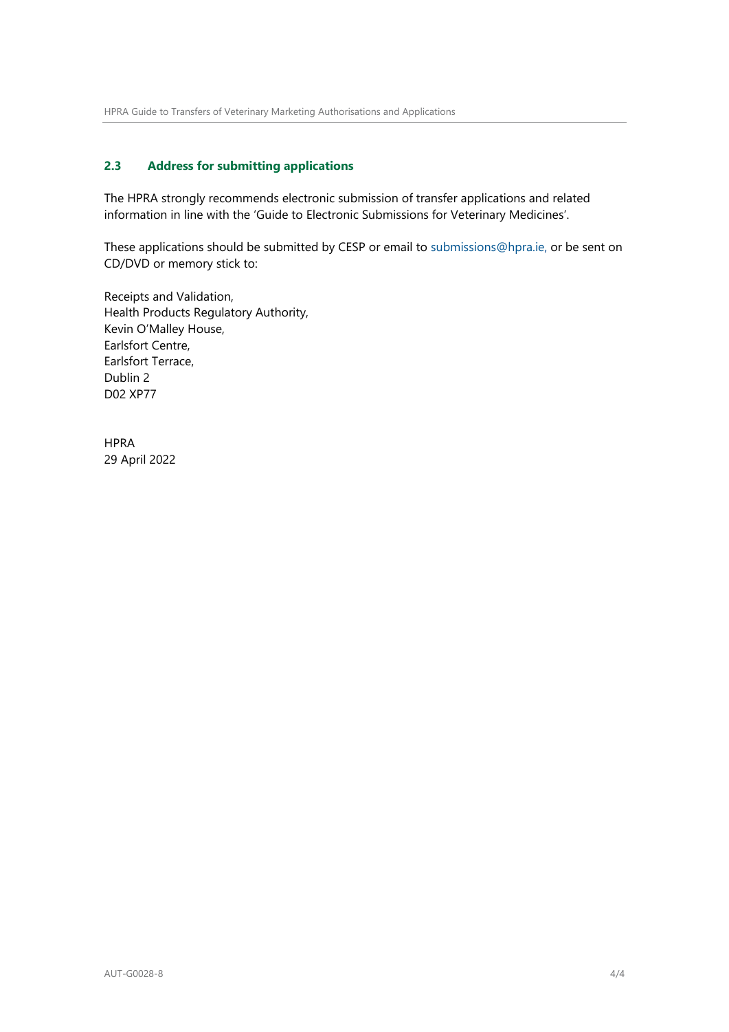### 2.3 Address for submitting applications

The HPRA strongly recommends electronic submission of transfer applications and related information in line with the 'Guide to Electronic Submissions for Veterinary Medicines'.

These applications should be submitted by CESP or email to submissions@hpra.ie, or be sent on CD/DVD or memory stick to:

Receipts and Validation,
Health Products Regulatory Authority,
Kevin O'Malley House,
Earlsfort Centre,
Earlsfort Terrace,
Dublin 2
D02 XP77

HPRA
29 April 2022